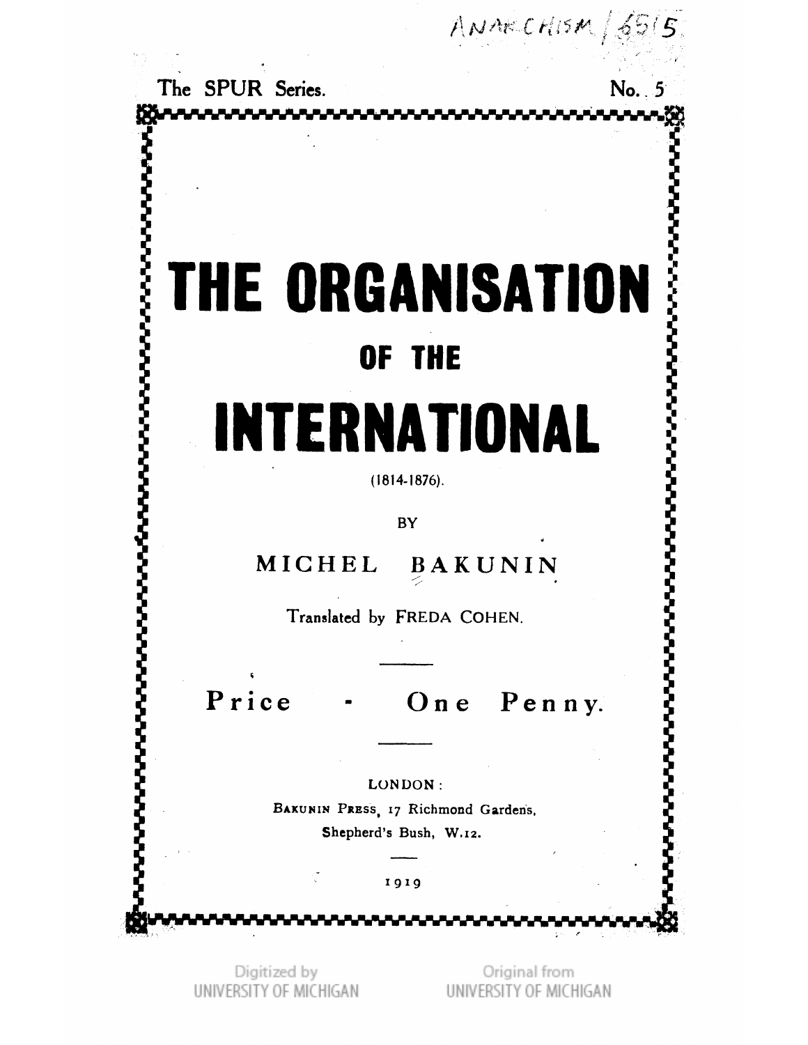ANARCHISM / 6515

The SPUR Series. No. 5

# THE ORGANISATION OF THE INTERNATIONAL

(1814-1876).

BY

MICHEL BAKUNIN

Translated by FREDA COHEN.

---

Price - One Penny.

---

LONDON:
BAKUNIN PRESS, 17 Richmond Gardens,
Shepherd's Bush, W.12.

---

1919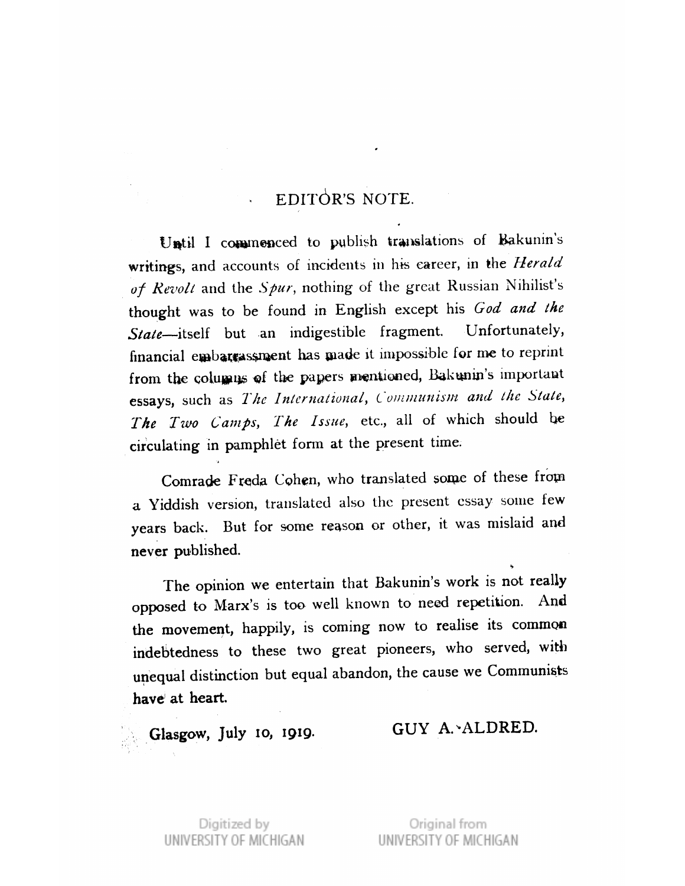## EDITOR'S NOTE.

Until I commenced to publish translations of Bakunin's writings, and accounts of incidents in his career, in the *Herald of Revolt* and the *Spur*, nothing of the great Russian Nihilist's thought was to be found in English except his *God and the State*—itself but an indigestible fragment. Unfortunately, financial embarrassment has made it impossible for me to reprint from the columns of the papers mentioned, Bakunin's important essays, such as *The International*, *Communism and the State*, *The Two Camps*, *The Issue*, etc., all of which should be circulating in pamphlet form at the present time.

Comrade Freda Cohen, who translated some of these from a Yiddish version, translated also the present essay some few years back. But for some reason or other, it was mislaid and never published.

The opinion we entertain that Bakunin's work is not really opposed to Marx's is too well known to need repetition. And the movement, happily, is coming now to realise its common indebtedness to these two great pioneers, who served, with unequal distinction but equal abandon, the cause we Communists have at heart.

Glasgow, July 10, 1919. GUY A. ALDRED.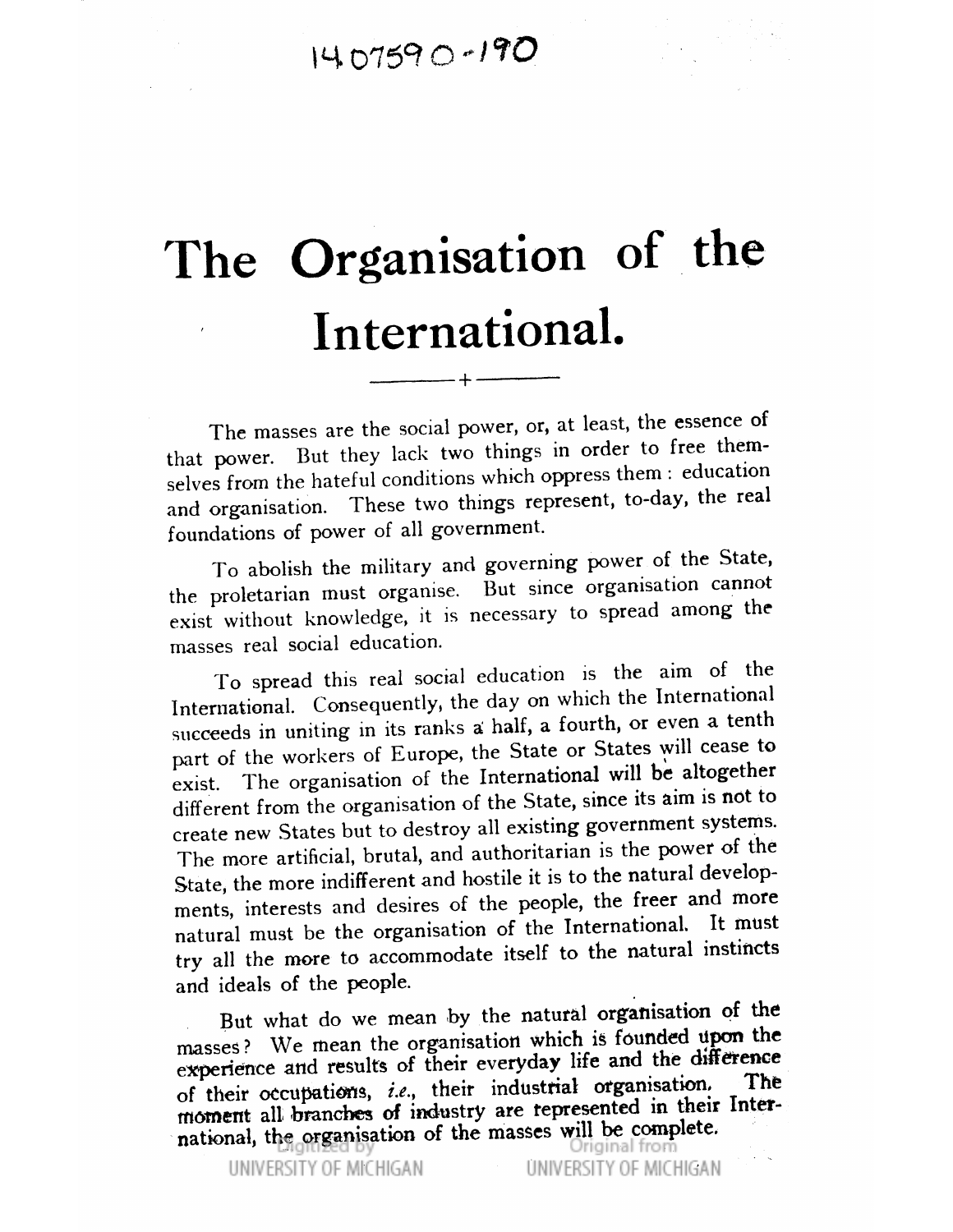# The Organisation of the International.

The masses are the social power, or, at least, the essence of that power. But they lack two things in order to free themselves from the hateful conditions which oppress them: education and organisation. These two things represent, to-day, the real foundations of power of all government.

To abolish the military and governing power of the State, the proletarian must organise. But since organisation cannot exist without knowledge, it is necessary to spread among the masses real social education.

To spread this real social education is the aim of the International. Consequently, the day on which the International succeeds in uniting in its ranks a half, a fourth, or even a tenth part of the workers of Europe, the State or States will cease to exist. The organisation of the International will be altogether different from the organisation of the State, since its aim is not to create new States but to destroy all existing government systems. The more artificial, brutal, and authoritarian is the power of the State, the more indifferent and hostile it is to the natural developments, interests and desires of the people, the freer and more natural must be the organisation of the International. It must try all the more to accommodate itself to the natural instincts and ideals of the people.

But what do we mean by the natural organisation of the masses? We mean the organisation which is founded upon the experience and results of their everyday life and the difference of their occupations, *i.e.*, their industrial organisation. The moment all branches of industry are represented in their International, the organisation of the masses will be complete.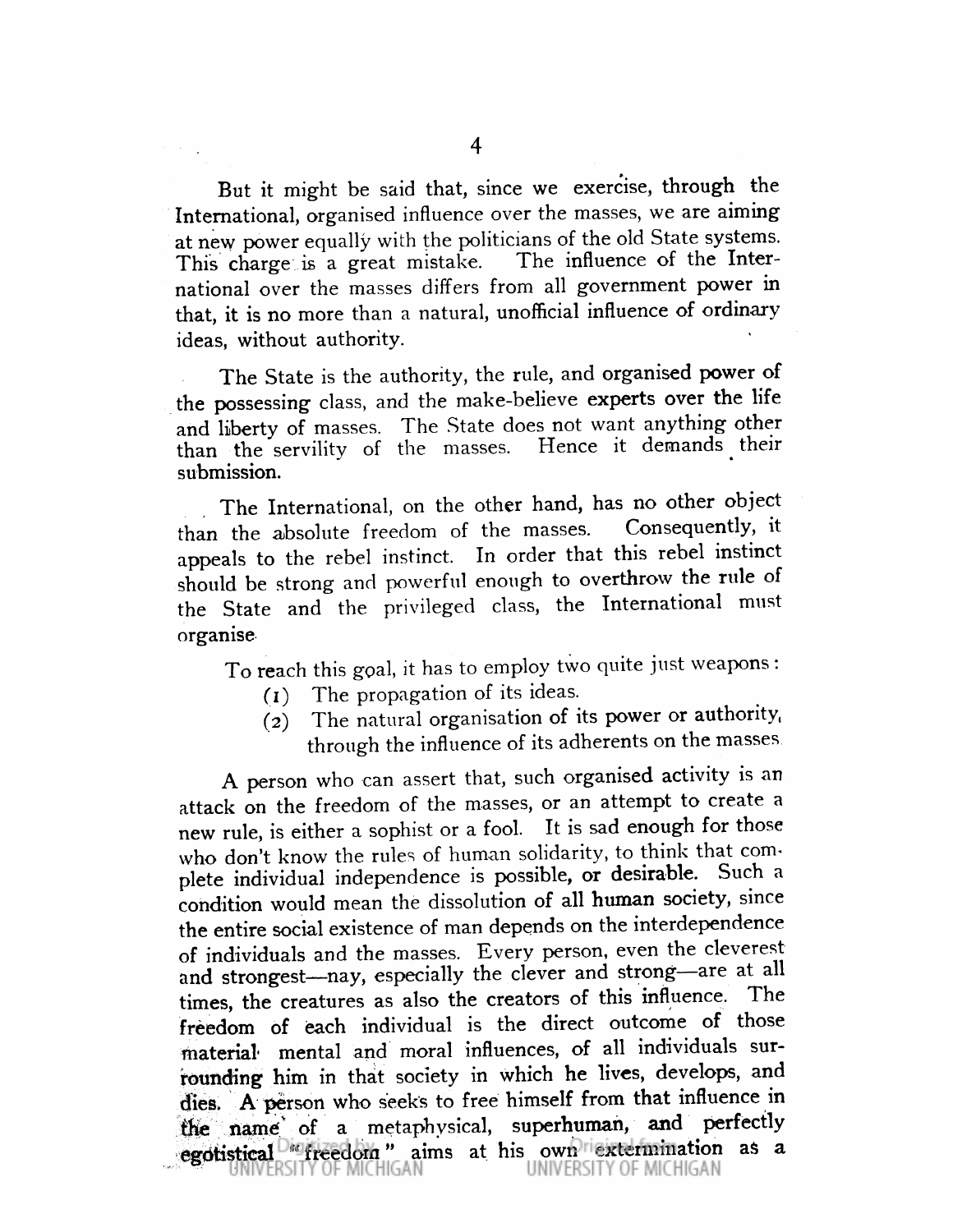But it might be said that, since we exercise, through the International, organised influence over the masses, we are aiming at new power equally with the politicians of the old State systems. This charge is a great mistake. The influence of the International over the masses differs from all government power in that, it is no more than a natural, unofficial influence of ordinary ideas, without authority.

The State is the authority, the rule, and organised power of the possessing class, and the make-believe experts over the life and liberty of masses. The State does not want anything other than the servility of the masses. Hence it demands their submission.

The International, on the other hand, has no other object than the absolute freedom of the masses. Consequently, it appeals to the rebel instinct. In order that this rebel instinct should be strong and powerful enough to overthrow the rule of the State and the privileged class, the International must organise.

To reach this goal, it has to employ two quite just weapons:

(1) The propagation of its ideas.

(2) The natural organisation of its power or authority, through the influence of its adherents on the masses.

A person who can assert that, such organised activity is an attack on the freedom of the masses, or an attempt to create a new rule, is either a sophist or a fool. It is sad enough for those who don't know the rules of human solidarity, to think that complete individual independence is possible, or desirable. Such a condition would mean the dissolution of all human society, since the entire social existence of man depends on the interdependence of individuals and the masses. Every person, even the cleverest and strongest—nay, especially the clever and strong—are at all times, the creatures as also the creators of this influence. The freedom of each individual is the direct outcome of those material mental and moral influences, of all individuals surrounding him in that society in which he lives, develops, and dies. A person who seeks to free himself from that influence in the name of a metaphysical, superhuman, and perfectly egotistical "freedom" aims at his own extermination as a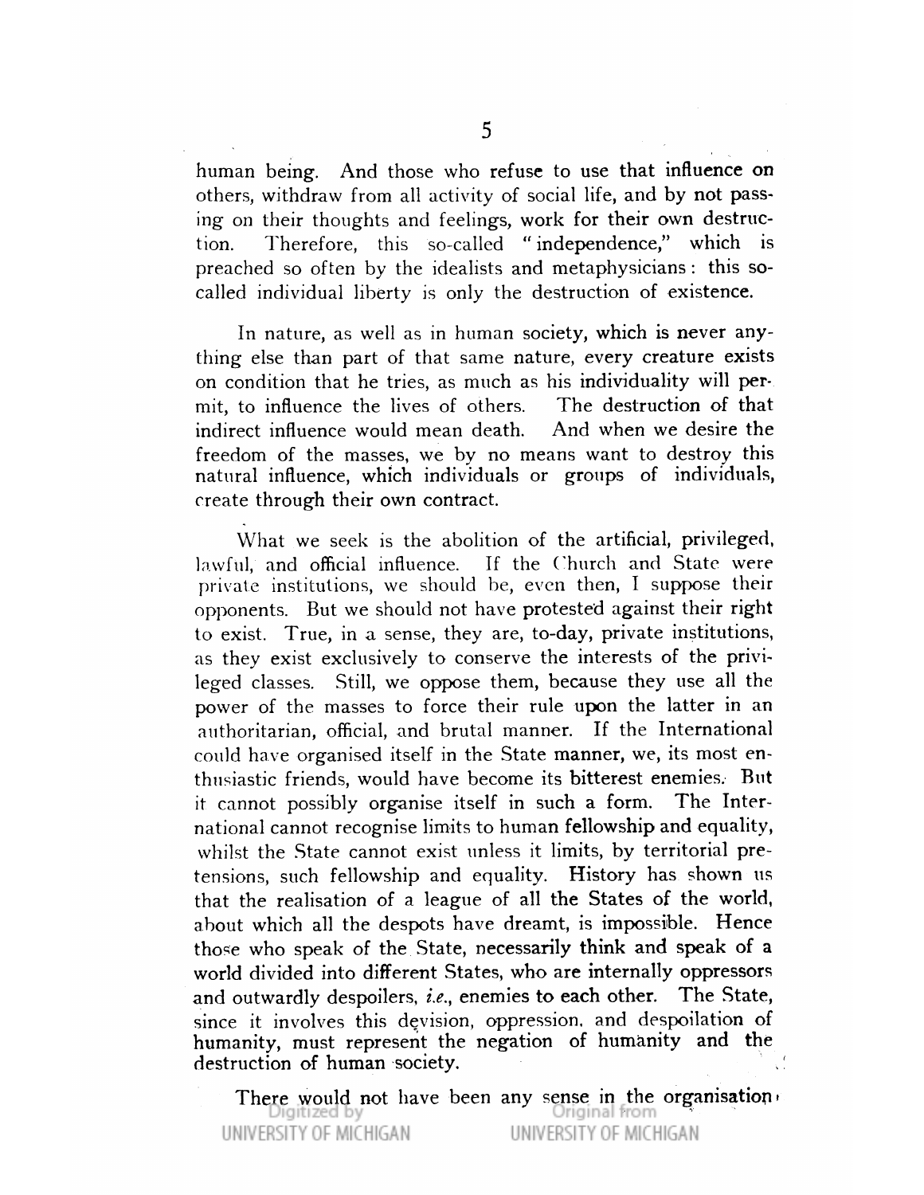human being. And those who refuse to use that influence on others, withdraw from all activity of social life, and by not passing on their thoughts and feelings, work for their own destruction. Therefore, this so-called "independence," which is preached so often by the idealists and metaphysicians: this so-called individual liberty is only the destruction of existence.

In nature, as well as in human society, which is never anything else than part of that same nature, every creature exists on condition that he tries, as much as his individuality will permit, to influence the lives of others. The destruction of that indirect influence would mean death. And when we desire the freedom of the masses, we by no means want to destroy this natural influence, which individuals or groups of individuals, create through their own contract.

What we seek is the abolition of the artificial, privileged, lawful, and official influence. If the Church and State were private institutions, we should be, even then, I suppose their opponents. But we should not have protested against their right to exist. True, in a sense, they are, to-day, private institutions, as they exist exclusively to conserve the interests of the privileged classes. Still, we oppose them, because they use all the power of the masses to force their rule upon the latter in an authoritarian, official, and brutal manner. If the International could have organised itself in the State manner, we, its most enthusiastic friends, would have become its bitterest enemies. But it cannot possibly organise itself in such a form. The International cannot recognise limits to human fellowship and equality, whilst the State cannot exist unless it limits, by territorial pretensions, such fellowship and equality. History has shown us that the realisation of a league of all the States of the world, about which all the despots have dreamt, is impossible. Hence those who speak of the State, necessarily think and speak of a world divided into different States, who are internally oppressors and outwardly despoilers, *i.e.*, enemies to each other. The State, since it involves this devision, oppression, and despoilation of humanity, must represent the negation of humanity and the destruction of human society.

There would not have been any sense in the organisation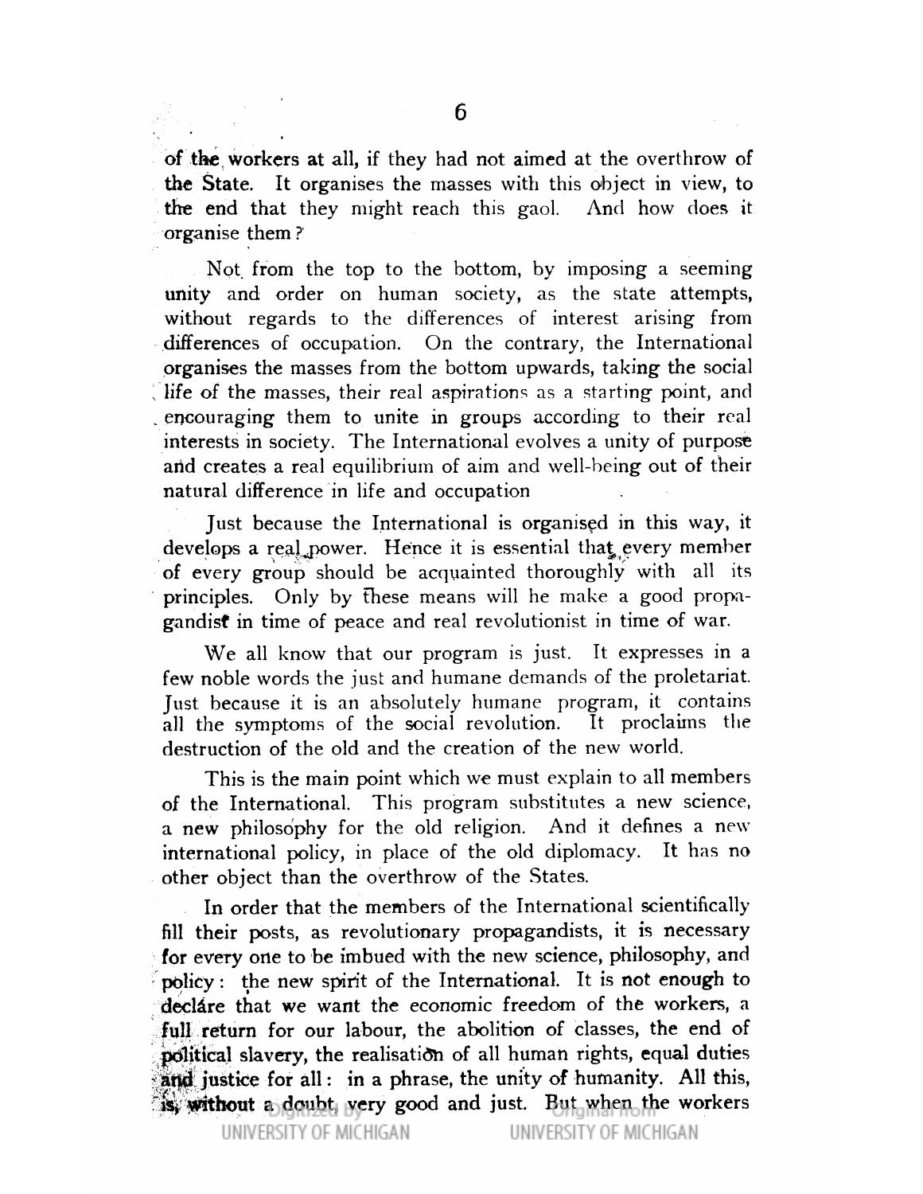of the workers at all, if they had not aimed at the overthrow of the State. It organises the masses with this object in view, to the end that they might reach this gaol. And how does it organise them?

Not from the top to the bottom, by imposing a seeming unity and order on human society, as the state attempts, without regards to the differences of interest arising from differences of occupation. On the contrary, the International organises the masses from the bottom upwards, taking the social life of the masses, their real aspirations as a starting point, and encouraging them to unite in groups according to their real interests in society. The International evolves a unity of purpose and creates a real equilibrium of aim and well-being out of their natural difference in life and occupation

Just because the International is organised in this way, it develops a real power. Hence it is essential that every member of every group should be acquainted thoroughly with all its principles. Only by these means will he make a good propagandist in time of peace and real revolutionist in time of war.

We all know that our program is just. It expresses in a few noble words the just and humane demands of the proletariat. Just because it is an absolutely humane program, it contains all the symptoms of the social revolution. It proclaims the destruction of the old and the creation of the new world.

This is the main point which we must explain to all members of the International. This program substitutes a new science, a new philosophy for the old religion. And it defines a new international policy, in place of the old diplomacy. It has no other object than the overthrow of the States.

In order that the members of the International scientifically fill their posts, as revolutionary propagandists, it is necessary for every one to be imbued with the new science, philosophy, and policy: the new spirit of the International. It is not enough to declare that we want the economic freedom of the workers, a full return for our labour, the abolition of classes, the end of political slavery, the realisation of all human rights, equal duties and justice for all: in a phrase, the unity of humanity. All this, is, without a doubt, very good and just. But when the workers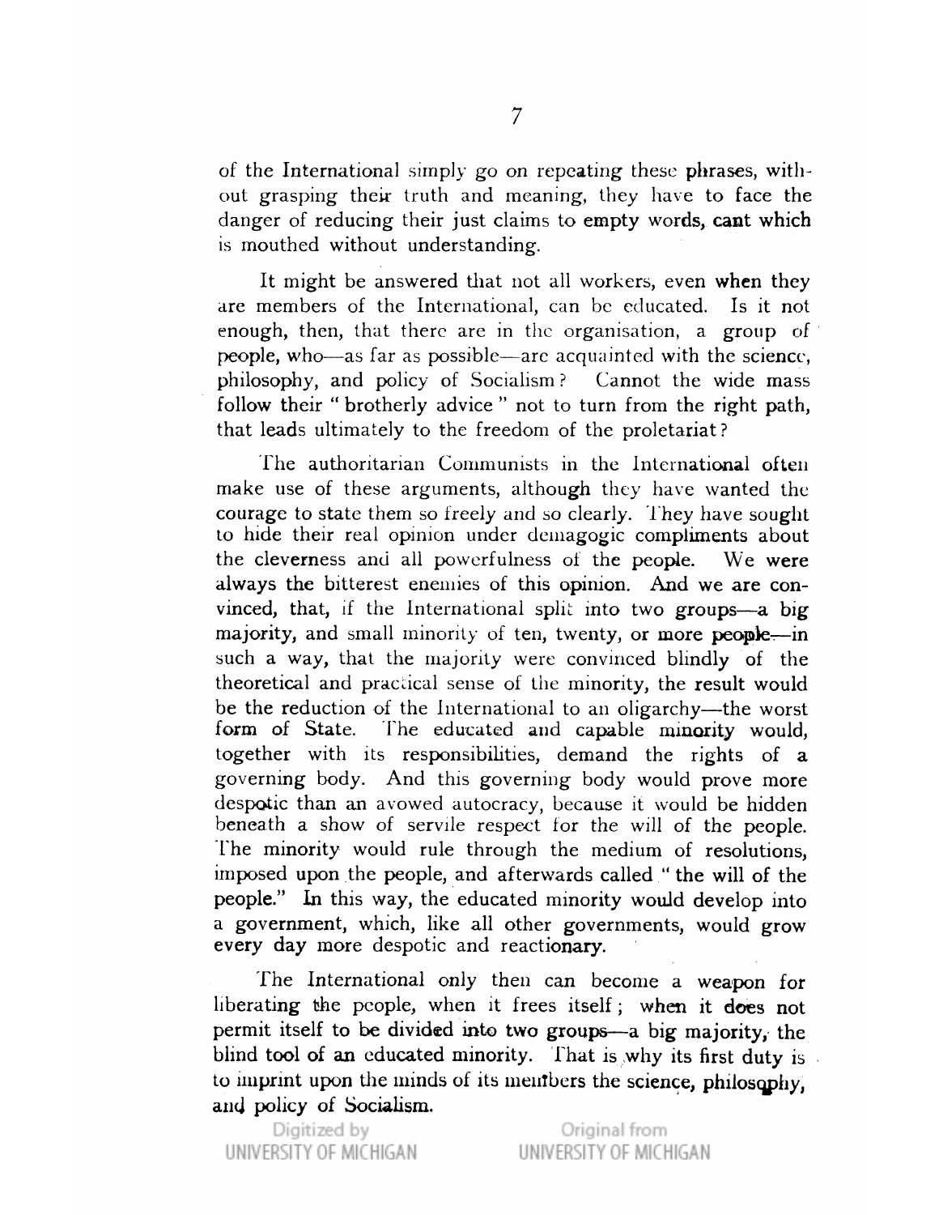of the International simply go on repeating these phrases, without grasping their truth and meaning, they have to face the danger of reducing their just claims to empty words, cant which is mouthed without understanding.

It might be answered that not all workers, even when they are members of the International, can be educated. Is it not enough, then, that there are in the organisation, a group of people, who—as far as possible—are acquainted with the science, philosophy, and policy of Socialism? Cannot the wide mass follow their "brotherly advice" not to turn from the right path, that leads ultimately to the freedom of the proletariat?

The authoritarian Communists in the International often make use of these arguments, although they have wanted the courage to state them so freely and so clearly. They have sought to hide their real opinion under demagogic compliments about the cleverness and all powerfulness of the people. We were always the bitterest enemies of this opinion. And we are convinced, that, if the International split into two groups—a big majority, and small minority of ten, twenty, or more people—in such a way, that the majority were convinced blindly of the theoretical and practical sense of the minority, the result would be the reduction of the International to an oligarchy—the worst form of State. The educated and capable minority would, together with its responsibilities, demand the rights of a governing body. And this governing body would prove more despotic than an avowed autocracy, because it would be hidden beneath a show of servile respect for the will of the people. The minority would rule through the medium of resolutions, imposed upon the people, and afterwards called "the will of the people." In this way, the educated minority would develop into a government, which, like all other governments, would grow every day more despotic and reactionary.

The International only then can become a weapon for liberating the people, when it frees itself; when it does not permit itself to be divided into two groups—a big majority, the blind tool of an educated minority. That is why its first duty is to imprint upon the minds of its members the science, philosophy, and policy of Socialism.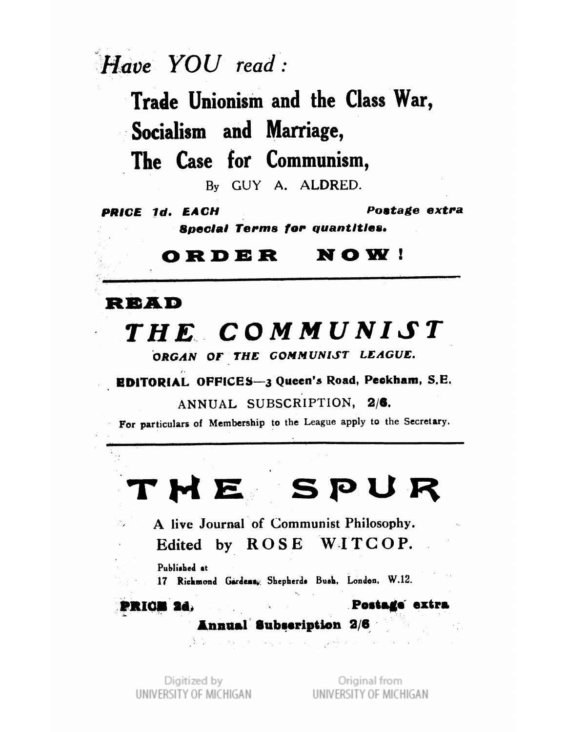*Have YOU read:*

# Trade Unionism and the Class War,
# Socialism and Marriage,
# The Case for Communism,

By GUY A. ALDRED.

***PRICE 1d. EACH*** ***Postage extra***

***Special Terms for quantities.***

**ORDER NOW!**

---

**READ**

# *THE COMMUNIST*

*ORGAN OF THE COMMUNIST LEAGUE.*

**EDITORIAL OFFICES—3 Queen's Road, Peckham, S.E.**

ANNUAL SUBSCRIPTION, **2/6.**

**For particulars of Membership to the League apply to the Secretary.**

---

# THE SPUR

A live Journal of Communist Philosophy.

Edited by ROSE WITCOP.

**Published at**

17 Richmond Gardens, Shepherds Bush, London, W.12.

**PRICE 2d.** **Postage extra**

**Annual Subscription 2/6**